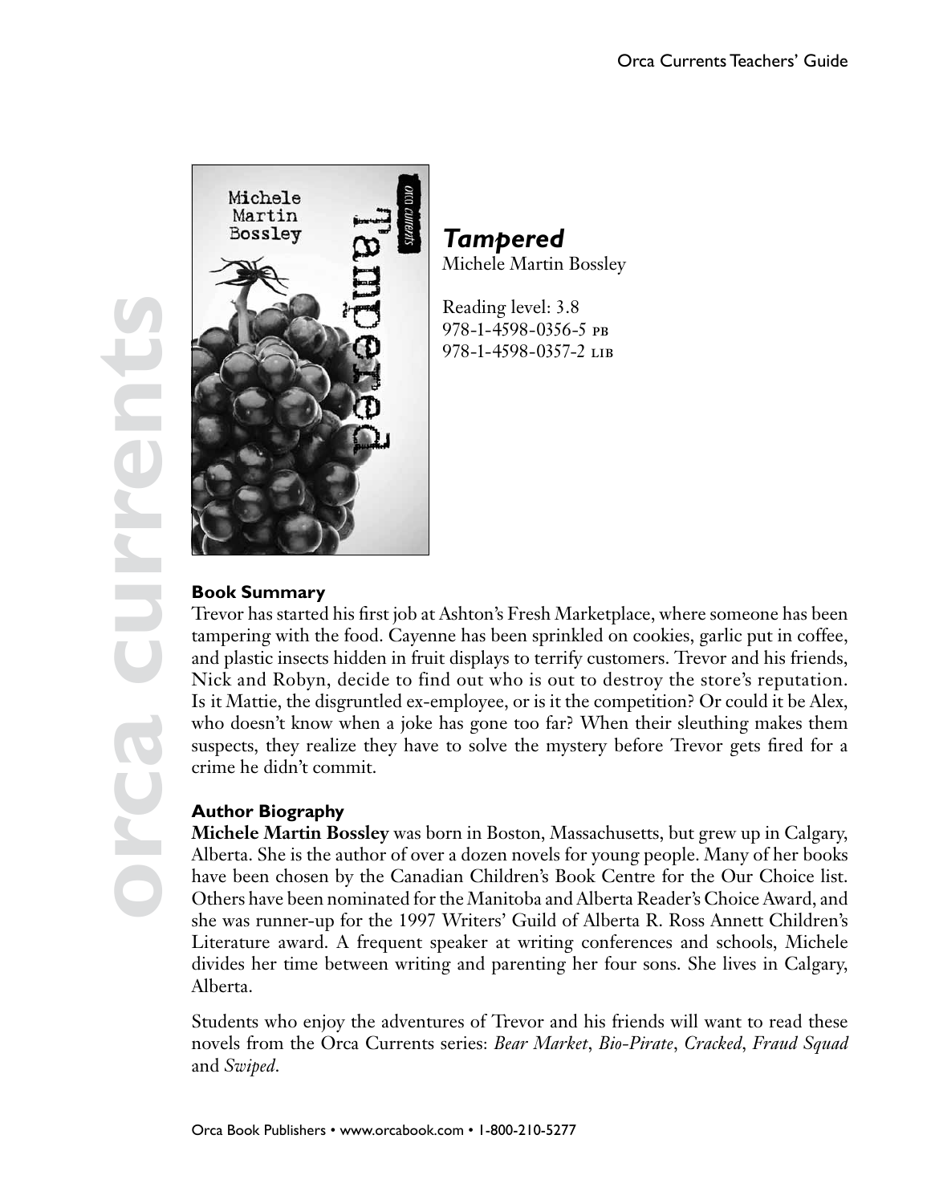# *Tampered*

Michele Martin Bossley

Reading level: 3.8
978-1-4598-0356-5 PB
978-1-4598-0357-2 LIB

## Book Summary

Trevor has started his first job at Ashton's Fresh Marketplace, where someone has been tampering with the food. Cayenne has been sprinkled on cookies, garlic put in coffee, and plastic insects hidden in fruit displays to terrify customers. Trevor and his friends, Nick and Robyn, decide to find out who is out to destroy the store's reputation. Is it Mattie, the disgruntled ex-employee, or is it the competition? Or could it be Alex, who doesn't know when a joke has gone too far? When their sleuthing makes them suspects, they realize they have to solve the mystery before Trevor gets fired for a crime he didn't commit.

## Author Biography

**Michele Martin Bossley** was born in Boston, Massachusetts, but grew up in Calgary, Alberta. She is the author of over a dozen novels for young people. Many of her books have been chosen by the Canadian Children's Book Centre for the Our Choice list. Others have been nominated for the Manitoba and Alberta Reader's Choice Award, and she was runner-up for the 1997 Writers' Guild of Alberta R. Ross Annett Children's Literature award. A frequent speaker at writing conferences and schools, Michele divides her time between writing and parenting her four sons. She lives in Calgary, Alberta.

Students who enjoy the adventures of Trevor and his friends will want to read these novels from the Orca Currents series: *Bear Market*, *Bio-Pirate*, *Cracked*, *Fraud Squad* and *Swiped*.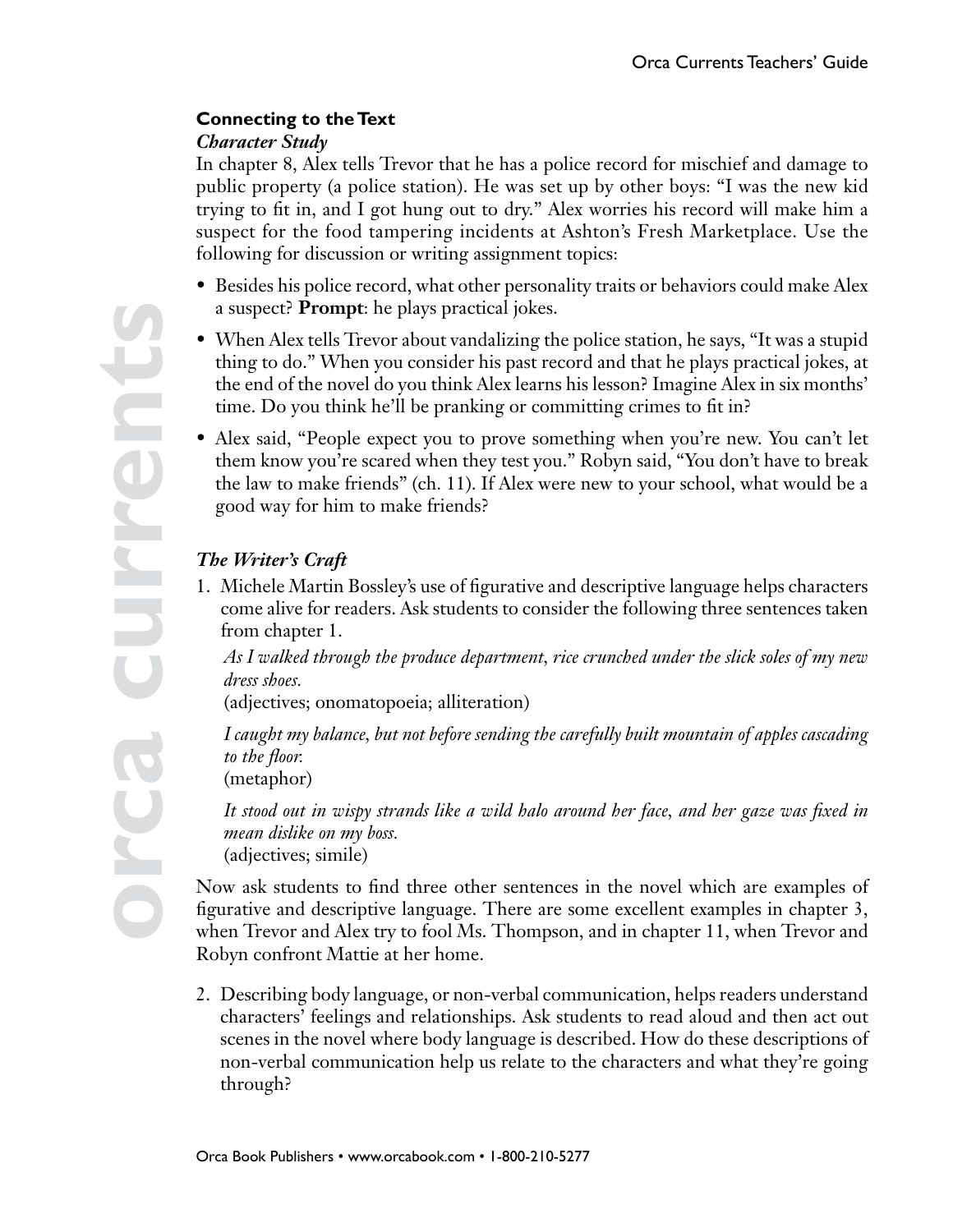## Connecting to the Text

### *Character Study*

In chapter 8, Alex tells Trevor that he has a police record for mischief and damage to public property (a police station). He was set up by other boys: "I was the new kid trying to fit in, and I got hung out to dry." Alex worries his record will make him a suspect for the food tampering incidents at Ashton's Fresh Marketplace. Use the following for discussion or writing assignment topics:

- Besides his police record, what other personality traits or behaviors could make Alex a suspect? **Prompt**: he plays practical jokes.
- When Alex tells Trevor about vandalizing the police station, he says, "It was a stupid thing to do." When you consider his past record and that he plays practical jokes, at the end of the novel do you think Alex learns his lesson? Imagine Alex in six months' time. Do you think he'll be pranking or committing crimes to fit in?
- Alex said, "People expect you to prove something when you're new. You can't let them know you're scared when they test you." Robyn said, "You don't have to break the law to make friends" (ch. 11). If Alex were new to your school, what would be a good way for him to make friends?

### *The Writer's Craft*

1. Michele Martin Bossley's use of figurative and descriptive language helps characters come alive for readers. Ask students to consider the following three sentences taken from chapter 1.

   *As I walked through the produce department, rice crunched under the slick soles of my new dress shoes.*
   (adjectives; onomatopoeia; alliteration)

   *I caught my balance, but not before sending the carefully built mountain of apples cascading to the floor.*
   (metaphor)

   *It stood out in wispy strands like a wild halo around her face, and her gaze was fixed in mean dislike on my boss.*
   (adjectives; simile)

Now ask students to find three other sentences in the novel which are examples of figurative and descriptive language. There are some excellent examples in chapter 3, when Trevor and Alex try to fool Ms. Thompson, and in chapter 11, when Trevor and Robyn confront Mattie at her home.

2. Describing body language, or non-verbal communication, helps readers understand characters' feelings and relationships. Ask students to read aloud and then act out scenes in the novel where body language is described. How do these descriptions of non-verbal communication help us relate to the characters and what they're going through?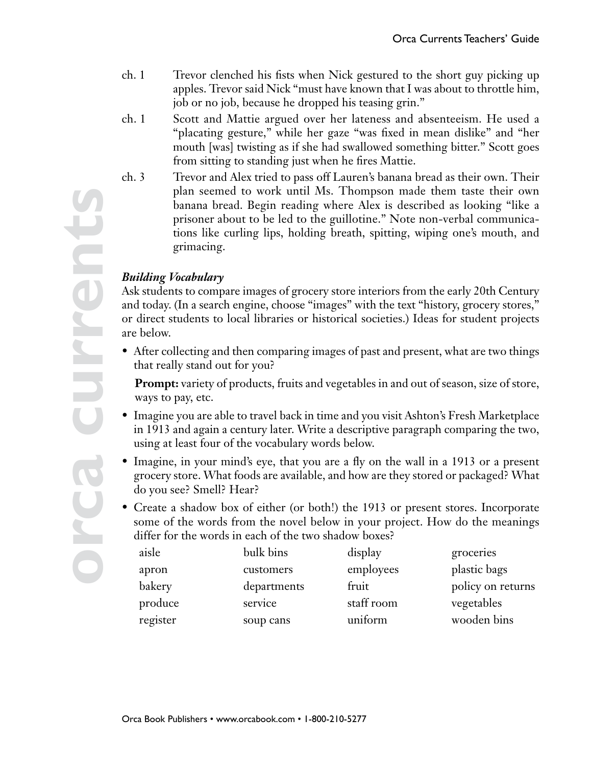ch. 1 Trevor clenched his fists when Nick gestured to the short guy picking up apples. Trevor said Nick "must have known that I was about to throttle him, job or no job, because he dropped his teasing grin."

ch. 1 Scott and Mattie argued over her lateness and absenteeism. He used a "placating gesture," while her gaze "was fixed in mean dislike" and "her mouth [was] twisting as if she had swallowed something bitter." Scott goes from sitting to standing just when he fires Mattie.

ch. 3 Trevor and Alex tried to pass off Lauren's banana bread as their own. Their plan seemed to work until Ms. Thompson made them taste their own banana bread. Begin reading where Alex is described as looking "like a prisoner about to be led to the guillotine." Note non-verbal communications like curling lips, holding breath, spitting, wiping one's mouth, and grimacing.

***Building Vocabulary***

Ask students to compare images of grocery store interiors from the early 20th Century and today. (In a search engine, choose "images" with the text "history, grocery stores," or direct students to local libraries or historical societies.) Ideas for student projects are below.

- After collecting and then comparing images of past and present, what are two things that really stand out for you?

  **Prompt:** variety of products, fruits and vegetables in and out of season, size of store, ways to pay, etc.

- Imagine you are able to travel back in time and you visit Ashton's Fresh Marketplace in 1913 and again a century later. Write a descriptive paragraph comparing the two, using at least four of the vocabulary words below.
- Imagine, in your mind's eye, that you are a fly on the wall in a 1913 or a present grocery store. What foods are available, and how are they stored or packaged? What do you see? Smell? Hear?
- Create a shadow box of either (or both!) the 1913 or present stores. Incorporate some of the words from the novel below in your project. How do the meanings differ for the words in each of the two shadow boxes?

| | | | |
|---|---|---|---|
| aisle | bulk bins | display | groceries |
| apron | customers | employees | plastic bags |
| bakery | departments | fruit | policy on returns |
| produce | service | staff room | vegetables |
| register | soup cans | uniform | wooden bins |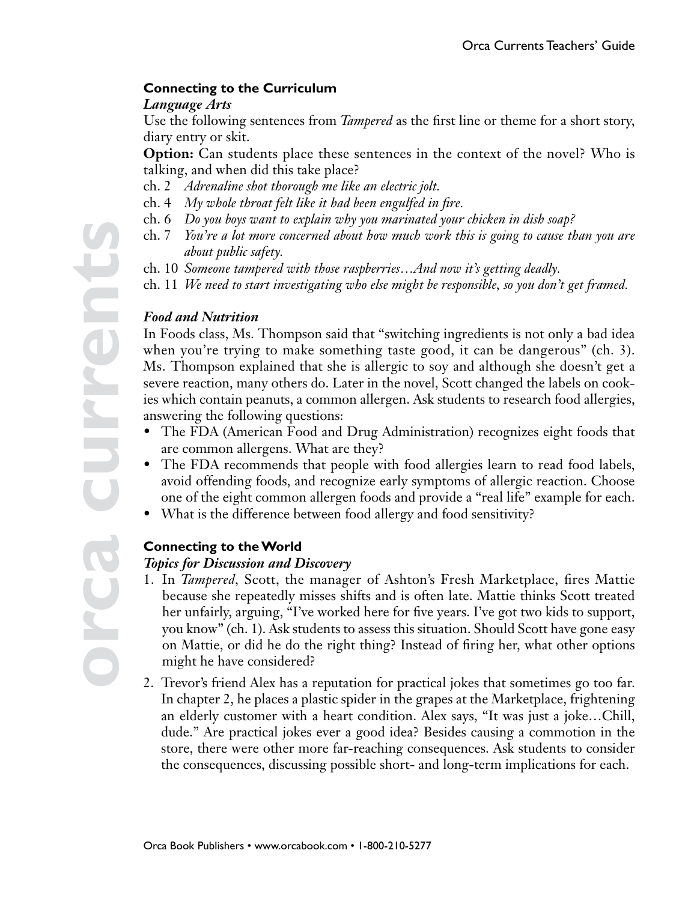## Connecting to the Curriculum

### *Language Arts*

Use the following sentences from *Tampered* as the first line or theme for a short story, diary entry or skit.

**Option:** Can students place these sentences in the context of the novel? Who is talking, and when did this take place?

- ch. 2 *Adrenaline shot thorough me like an electric jolt.*
- ch. 4 *My whole throat felt like it had been engulfed in fire.*
- ch. 6 *Do you boys want to explain why you marinated your chicken in dish soap?*
- ch. 7 *You're a lot more concerned about how much work this is going to cause than you are about public safety.*
- ch. 10 *Someone tampered with those raspberries…And now it's getting deadly.*
- ch. 11 *We need to start investigating who else might be responsible, so you don't get framed.*

### *Food and Nutrition*

In Foods class, Ms. Thompson said that "switching ingredients is not only a bad idea when you're trying to make something taste good, it can be dangerous" (ch. 3). Ms. Thompson explained that she is allergic to soy and although she doesn't get a severe reaction, many others do. Later in the novel, Scott changed the labels on cookies which contain peanuts, a common allergen. Ask students to research food allergies, answering the following questions:

- The FDA (American Food and Drug Administration) recognizes eight foods that are common allergens. What are they?
- The FDA recommends that people with food allergies learn to read food labels, avoid offending foods, and recognize early symptoms of allergic reaction. Choose one of the eight common allergen foods and provide a "real life" example for each.
- What is the difference between food allergy and food sensitivity?

## Connecting to the World

### *Topics for Discussion and Discovery*

1. In *Tampered*, Scott, the manager of Ashton's Fresh Marketplace, fires Mattie because she repeatedly misses shifts and is often late. Mattie thinks Scott treated her unfairly, arguing, "I've worked here for five years. I've got two kids to support, you know" (ch. 1). Ask students to assess this situation. Should Scott have gone easy on Mattie, or did he do the right thing? Instead of firing her, what other options might he have considered?
2. Trevor's friend Alex has a reputation for practical jokes that sometimes go too far. In chapter 2, he places a plastic spider in the grapes at the Marketplace, frightening an elderly customer with a heart condition. Alex says, "It was just a joke…Chill, dude." Are practical jokes ever a good idea? Besides causing a commotion in the store, there were other more far-reaching consequences. Ask students to consider the consequences, discussing possible short- and long-term implications for each.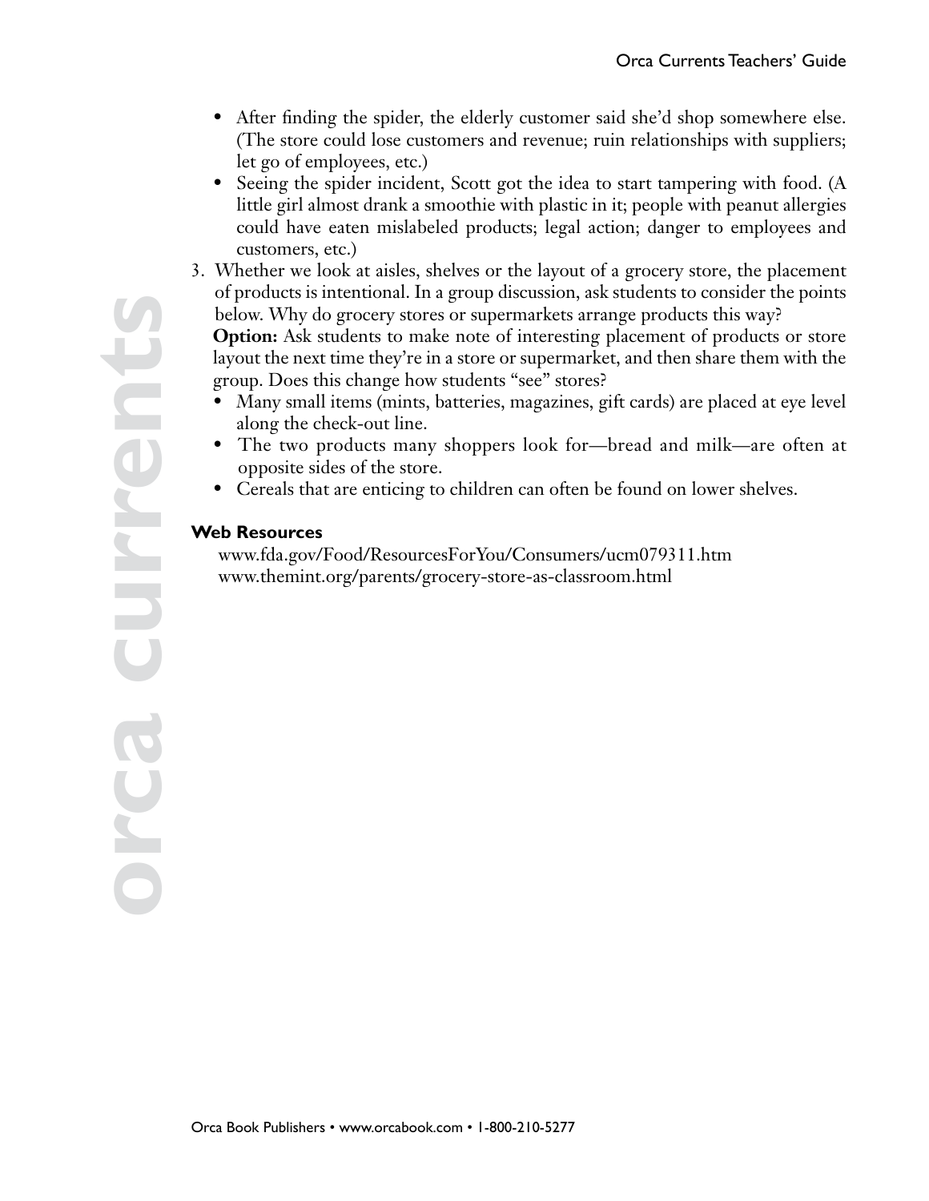- After finding the spider, the elderly customer said she'd shop somewhere else. (The store could lose customers and revenue; ruin relationships with suppliers; let go of employees, etc.)
- Seeing the spider incident, Scott got the idea to start tampering with food. (A little girl almost drank a smoothie with plastic in it; people with peanut allergies could have eaten mislabeled products; legal action; danger to employees and customers, etc.)

3. Whether we look at aisles, shelves or the layout of a grocery store, the placement of products is intentional. In a group discussion, ask students to consider the points below. Why do grocery stores or supermarkets arrange products this way?

   **Option:** Ask students to make note of interesting placement of products or store layout the next time they're in a store or supermarket, and then share them with the group. Does this change how students "see" stores?

   - Many small items (mints, batteries, magazines, gift cards) are placed at eye level along the check-out line.
   - The two products many shoppers look for—bread and milk—are often at opposite sides of the store.
   - Cereals that are enticing to children can often be found on lower shelves.

**Web Resources**

www.fda.gov/Food/ResourcesForYou/Consumers/ucm079311.htm
www.themint.org/parents/grocery-store-as-classroom.html